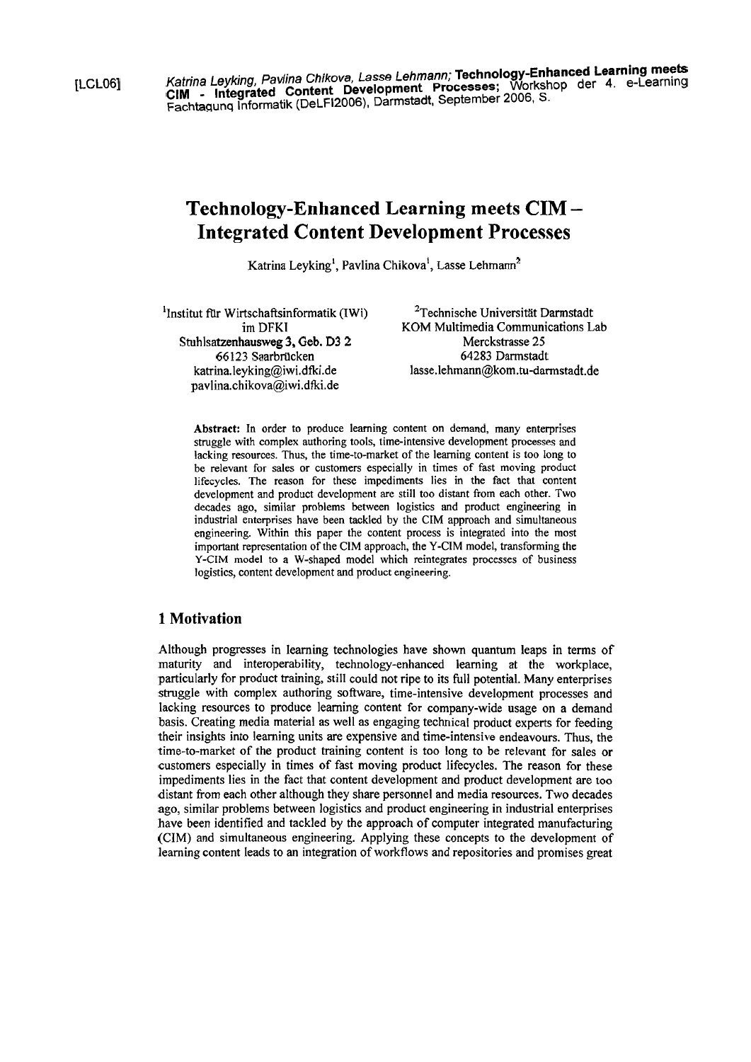[LCL06] *Katrina Leyking, Pavlina Chikova, Lasse Lehmann;* **Technology-Enhanced Learning meets CIM - Integrated Content Development Processes;** Workshop der 4. e-Learning Fachtagung Informatik (DeLFI2006), Darmstadt, September 2006, S.

# Technology-Enhanced Learning meets CIM – Integrated Content Development Processes

Katrina Leyking[1], Pavlina Chikova[1], Lasse Lehmann[2]

[1]Institut für Wirtschaftsinformatik (IWi) im DFKI
Stuhlsatzenhausweg 3, Geb. D3 2
66123 Saarbrücken
katrina.leyking@iwi.dfki.de
pavlina.chikova@iwi.dfki.de

[2]Technische Universität Darmstadt
KOM Multimedia Communications Lab
Merckstrasse 25
64283 Darmstadt
lasse.lehmann@kom.tu-darmstadt.de

**Abstract:** In order to produce learning content on demand, many enterprises struggle with complex authoring tools, time-intensive development processes and lacking resources. Thus, the time-to-market of the learning content is too long to be relevant for sales or customers especially in times of fast moving product lifecycles. The reason for these impediments lies in the fact that content development and product development are still too distant from each other. Two decades ago, similar problems between logistics and product engineering in industrial enterprises have been tackled by the CIM approach and simultaneous engineering. Within this paper the content process is integrated into the most important representation of the CIM approach, the Y-CIM model, transforming the Y-CIM model to a W-shaped model which reintegrates processes of business logistics, content development and product engineering.

## 1 Motivation

Although progresses in learning technologies have shown quantum leaps in terms of maturity and interoperability, technology-enhanced learning at the workplace, particularly for product training, still could not ripe to its full potential. Many enterprises struggle with complex authoring software, time-intensive development processes and lacking resources to produce learning content for company-wide usage on a demand basis. Creating media material as well as engaging technical product experts for feeding their insights into learning units are expensive and time-intensive endeavours. Thus, the time-to-market of the product training content is too long to be relevant for sales or customers especially in times of fast moving product lifecycles. The reason for these impediments lies in the fact that content development and product development are too distant from each other although they share personnel and media resources. Two decades ago, similar problems between logistics and product engineering in industrial enterprises have been identified and tackled by the approach of computer integrated manufacturing (CIM) and simultaneous engineering. Applying these concepts to the development of learning content leads to an integration of workflows and repositories and promises great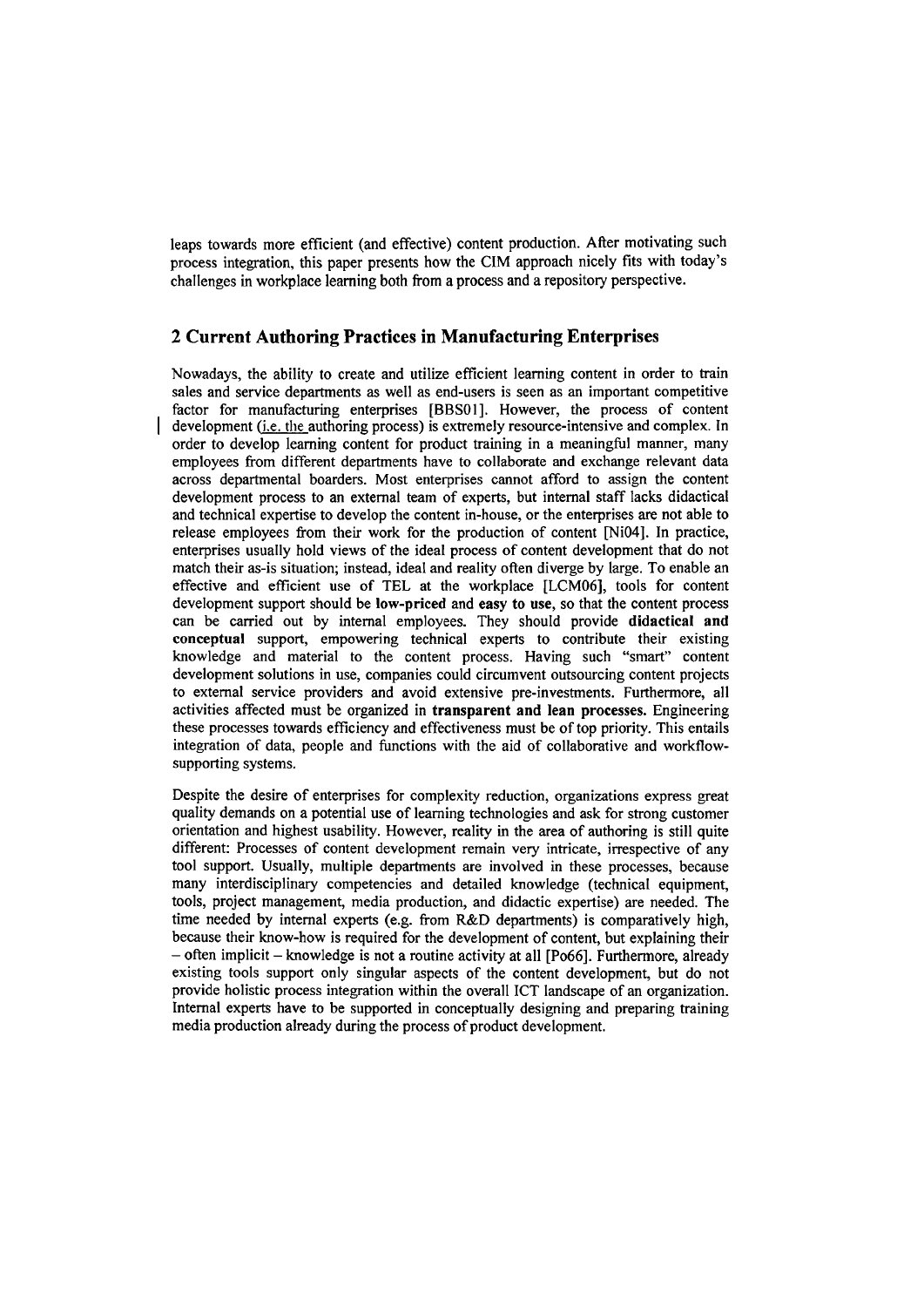leaps towards more efficient (and effective) content production. After motivating such process integration, this paper presents how the CIM approach nicely fits with today's challenges in workplace learning both from a process and a repository perspective.

## 2 Current Authoring Practices in Manufacturing Enterprises

Nowadays, the ability to create and utilize efficient learning content in order to train sales and service departments as well as end-users is seen as an important competitive factor for manufacturing enterprises [BBS01]. However, the process of content development (i.e. the authoring process) is extremely resource-intensive and complex. In order to develop learning content for product training in a meaningful manner, many employees from different departments have to collaborate and exchange relevant data across departmental boarders. Most enterprises cannot afford to assign the content development process to an external team of experts, but internal staff lacks didactical and technical expertise to develop the content in-house, or the enterprises are not able to release employees from their work for the production of content [Ni04]. In practice, enterprises usually hold views of the ideal process of content development that do not match their as-is situation; instead, ideal and reality often diverge by large. To enable an effective and efficient use of TEL at the workplace [LCM06], tools for content development support should be **low-priced** and **easy to use**, so that the content process can be carried out by internal employees. They should provide **didactical and conceptual** support, empowering technical experts to contribute their existing knowledge and material to the content process. Having such "smart" content development solutions in use, companies could circumvent outsourcing content projects to external service providers and avoid extensive pre-investments. Furthermore, all activities affected must be organized in **transparent and lean processes.** Engineering these processes towards efficiency and effectiveness must be of top priority. This entails integration of data, people and functions with the aid of collaborative and workflow-supporting systems.

Despite the desire of enterprises for complexity reduction, organizations express great quality demands on a potential use of learning technologies and ask for strong customer orientation and highest usability. However, reality in the area of authoring is still quite different: Processes of content development remain very intricate, irrespective of any tool support. Usually, multiple departments are involved in these processes, because many interdisciplinary competencies and detailed knowledge (technical equipment, tools, project management, media production, and didactic expertise) are needed. The time needed by internal experts (e.g. from R&D departments) is comparatively high, because their know-how is required for the development of content, but explaining their – often implicit – knowledge is not a routine activity at all [Po66]. Furthermore, already existing tools support only singular aspects of the content development, but do not provide holistic process integration within the overall ICT landscape of an organization. Internal experts have to be supported in conceptually designing and preparing training media production already during the process of product development.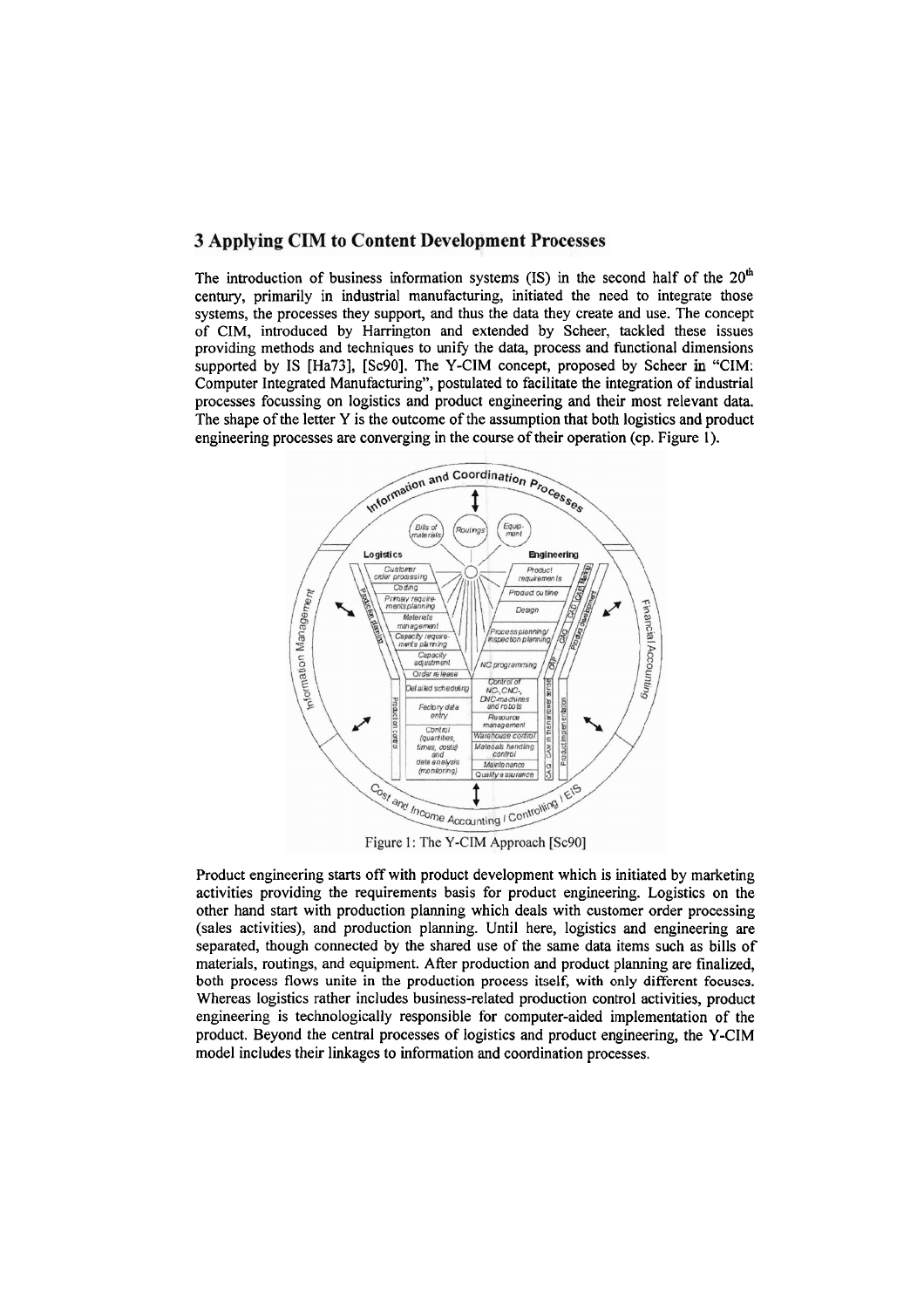## 3 Applying CIM to Content Development Processes

The introduction of business information systems (IS) in the second half of the 20[th] century, primarily in industrial manufacturing, initiated the need to integrate those systems, the processes they support, and thus the data they create and use. The concept of CIM, introduced by Harrington and extended by Scheer, tackled these issues providing methods and techniques to unify the data, process and functional dimensions supported by IS [Ha73], [Sc90]. The Y-CIM concept, proposed by Scheer in "CIM: Computer Integrated Manufacturing", postulated to facilitate the integration of industrial processes focussing on logistics and product engineering and their most relevant data. The shape of the letter Y is the outcome of the assumption that both logistics and product engineering processes are converging in the course of their operation (cp. Figure 1).

Figure 1: The Y-CIM Approach [Sc90]

Product engineering starts off with product development which is initiated by marketing activities providing the requirements basis for product engineering. Logistics on the other hand start with production planning which deals with customer order processing (sales activities), and production planning. Until here, logistics and engineering are separated, though connected by the shared use of the same data items such as bills of materials, routings, and equipment. After production and product planning are finalized, both process flows unite in the production process itself, with only different focuses. Whereas logistics rather includes business-related production control activities, product engineering is technologically responsible for computer-aided implementation of the product. Beyond the central processes of logistics and product engineering, the Y-CIM model includes their linkages to information and coordination processes.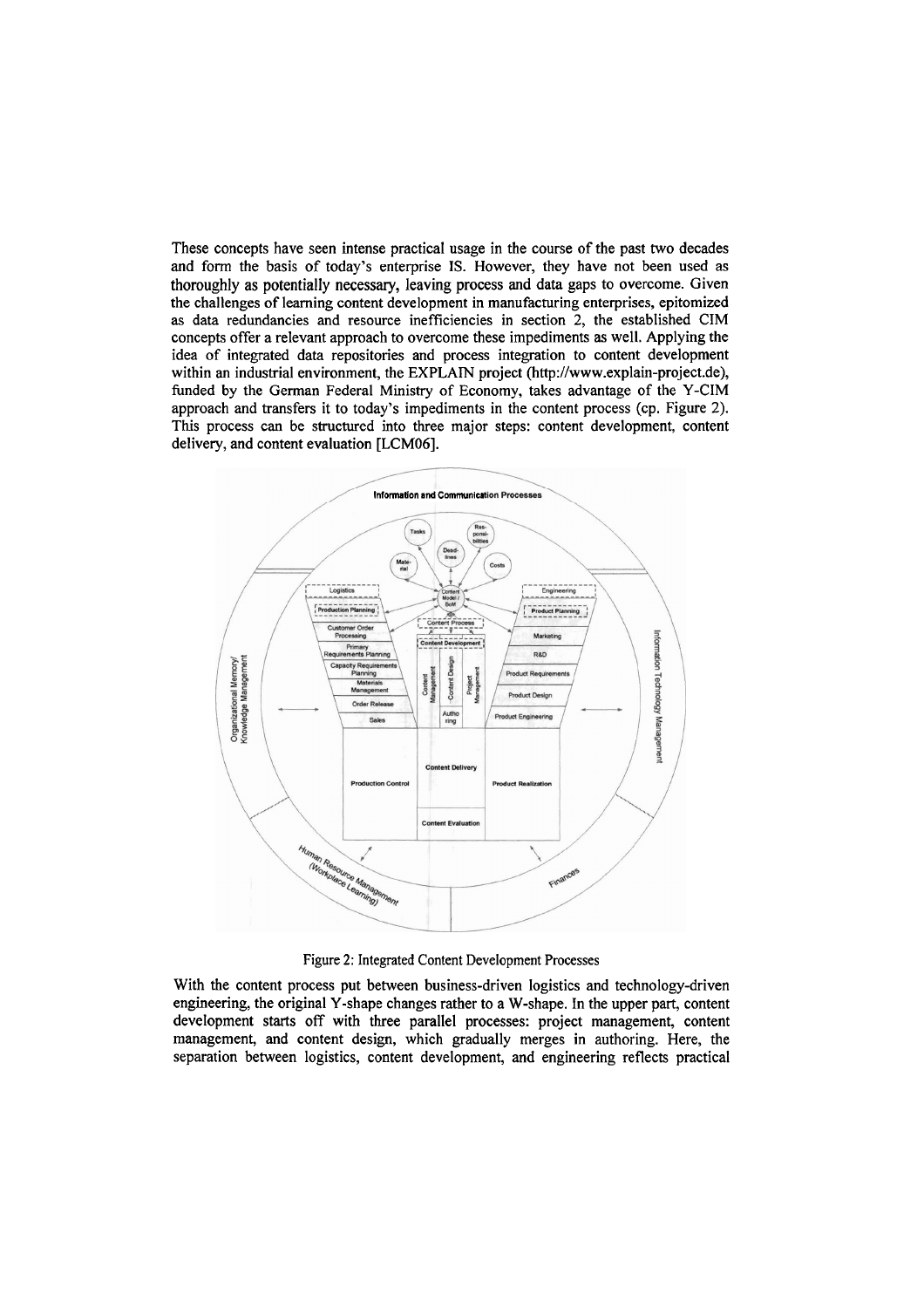These concepts have seen intense practical usage in the course of the past two decades and form the basis of today's enterprise IS. However, they have not been used as thoroughly as potentially necessary, leaving process and data gaps to overcome. Given the challenges of learning content development in manufacturing enterprises, epitomized as data redundancies and resource inefficiencies in section 2, the established CIM concepts offer a relevant approach to overcome these impediments as well. Applying the idea of integrated data repositories and process integration to content development within an industrial environment, the EXPLAIN project (http://www.explain-project.de), funded by the German Federal Ministry of Economy, takes advantage of the Y-CIM approach and transfers it to today's impediments in the content process (cp. Figure 2). This process can be structured into three major steps: content development, content delivery, and content evaluation [LCM06].

Figure 2: Integrated Content Development Processes

With the content process put between business-driven logistics and technology-driven engineering, the original Y-shape changes rather to a W-shape. In the upper part, content development starts off with three parallel processes: project management, content management, and content design, which gradually merges in authoring. Here, the separation between logistics, content development, and engineering reflects practical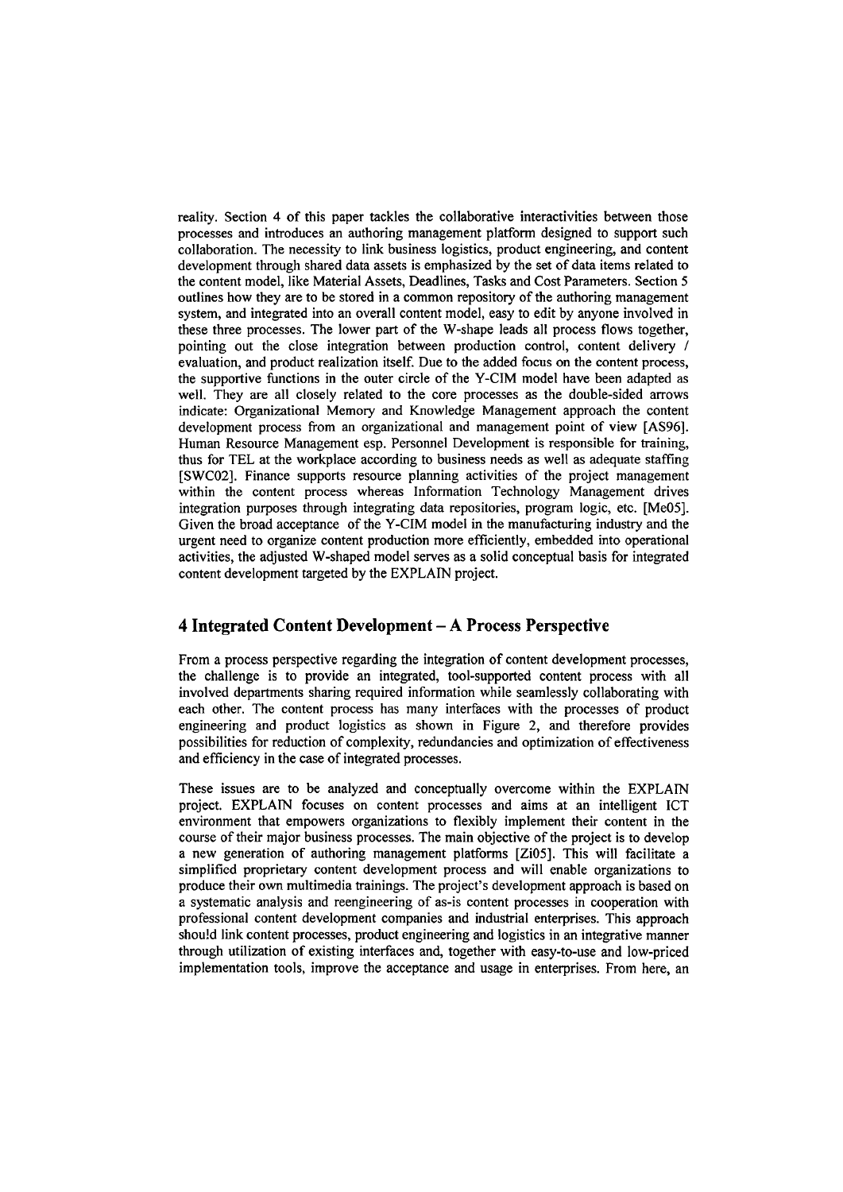reality. Section 4 of this paper tackles the collaborative interactivities between those processes and introduces an authoring management platform designed to support such collaboration. The necessity to link business logistics, product engineering, and content development through shared data assets is emphasized by the set of data items related to the content model, like Material Assets, Deadlines, Tasks and Cost Parameters. Section 5 outlines how they are to be stored in a common repository of the authoring management system, and integrated into an overall content model, easy to edit by anyone involved in these three processes. The lower part of the W-shape leads all process flows together, pointing out the close integration between production control, content delivery / evaluation, and product realization itself. Due to the added focus on the content process, the supportive functions in the outer circle of the Y-CIM model have been adapted as well. They are all closely related to the core processes as the double-sided arrows indicate: Organizational Memory and Knowledge Management approach the content development process from an organizational and management point of view [AS96]. Human Resource Management esp. Personnel Development is responsible for training, thus for TEL at the workplace according to business needs as well as adequate staffing [SWC02]. Finance supports resource planning activities of the project management within the content process whereas Information Technology Management drives integration purposes through integrating data repositories, program logic, etc. [Me05]. Given the broad acceptance of the Y-CIM model in the manufacturing industry and the urgent need to organize content production more efficiently, embedded into operational activities, the adjusted W-shaped model serves as a solid conceptual basis for integrated content development targeted by the EXPLAIN project.

## 4 Integrated Content Development – A Process Perspective

From a process perspective regarding the integration of content development processes, the challenge is to provide an integrated, tool-supported content process with all involved departments sharing required information while seamlessly collaborating with each other. The content process has many interfaces with the processes of product engineering and product logistics as shown in Figure 2, and therefore provides possibilities for reduction of complexity, redundancies and optimization of effectiveness and efficiency in the case of integrated processes.

These issues are to be analyzed and conceptually overcome within the EXPLAIN project. EXPLAIN focuses on content processes and aims at an intelligent ICT environment that empowers organizations to flexibly implement their content in the course of their major business processes. The main objective of the project is to develop a new generation of authoring management platforms [Zi05]. This will facilitate a simplified proprietary content development process and will enable organizations to produce their own multimedia trainings. The project's development approach is based on a systematic analysis and reengineering of as-is content processes in cooperation with professional content development companies and industrial enterprises. This approach should link content processes, product engineering and logistics in an integrative manner through utilization of existing interfaces and, together with easy-to-use and low-priced implementation tools, improve the acceptance and usage in enterprises. From here, an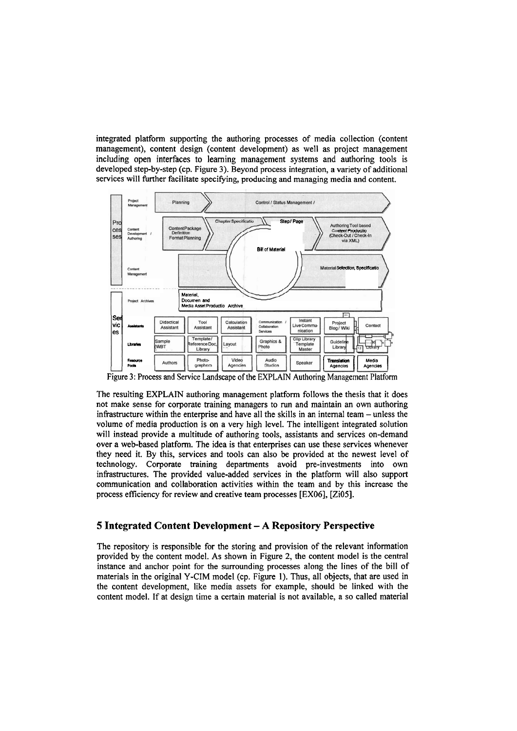integrated platform supporting the authoring processes of media collection (content management), content design (content development) as well as project management including open interfaces to learning management systems and authoring tools is developed step-by-step (cp. Figure 3). Beyond process integration, a variety of additional services will further facilitate specifying, producing and managing media and content.

Figure 3: Process and Service Landscape of the EXPLAIN Authoring Management Platform

The resulting EXPLAIN authoring management platform follows the thesis that it does not make sense for corporate training managers to run and maintain an own authoring infrastructure within the enterprise and have all the skills in an internal team – unless the volume of media production is on a very high level. The intelligent integrated solution will instead provide a multitude of authoring tools, assistants and services on-demand over a web-based platform. The idea is that enterprises can use these services whenever they need it. By this, services and tools can also be provided at the newest level of technology. Corporate training departments avoid pre-investments into own infrastructures. The provided value-added services in the platform will also support communication and collaboration activities within the team and by this increase the process efficiency for review and creative team processes [EX06], [Zi05].

## 5 Integrated Content Development – A Repository Perspective

The repository is responsible for the storing and provision of the relevant information provided by the content model. As shown in Figure 2, the content model is the central instance and anchor point for the surrounding processes along the lines of the bill of materials in the original Y-CIM model (cp. Figure 1). Thus, all objects, that are used in the content development, like media assets for example, should be linked with the content model. If at design time a certain material is not available, a so called material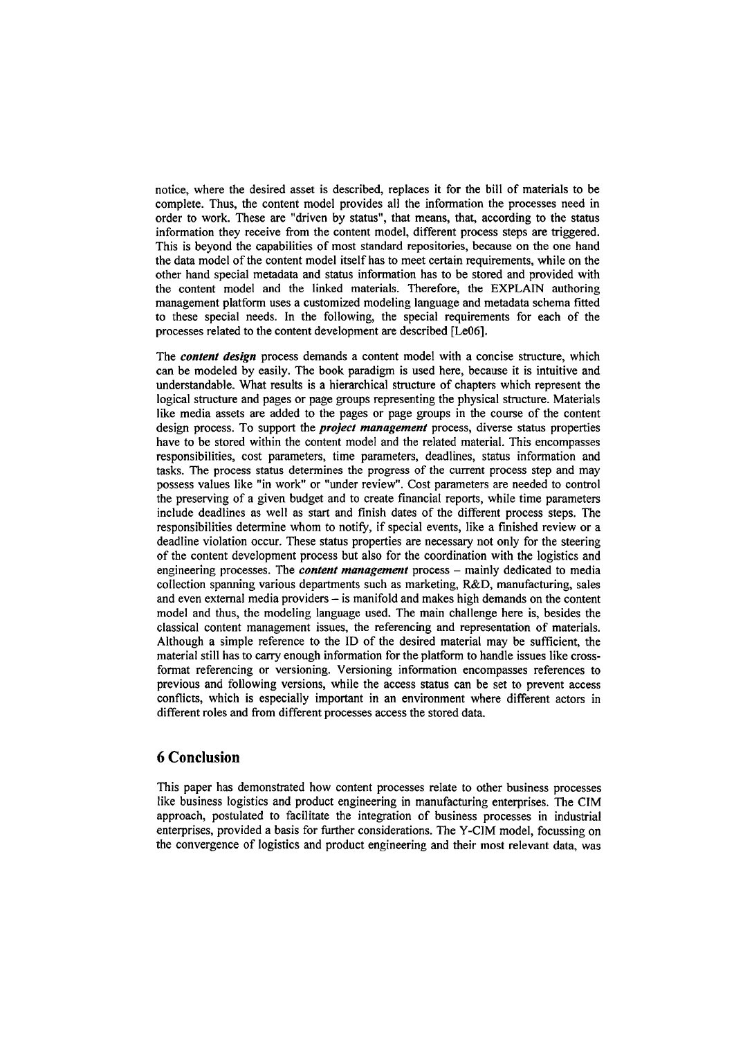notice, where the desired asset is described, replaces it for the bill of materials to be complete. Thus, the content model provides all the information the processes need in order to work. These are "driven by status", that means, that, according to the status information they receive from the content model, different process steps are triggered. This is beyond the capabilities of most standard repositories, because on the one hand the data model of the content model itself has to meet certain requirements, while on the other hand special metadata and status information has to be stored and provided with the content model and the linked materials. Therefore, the EXPLAIN authoring management platform uses a customized modeling language and metadata schema fitted to these special needs. In the following, the special requirements for each of the processes related to the content development are described [Le06].

The ***content design*** process demands a content model with a concise structure, which can be modeled by easily. The book paradigm is used here, because it is intuitive and understandable. What results is a hierarchical structure of chapters which represent the logical structure and pages or page groups representing the physical structure. Materials like media assets are added to the pages or page groups in the course of the content design process. To support the ***project management*** process, diverse status properties have to be stored within the content model and the related material. This encompasses responsibilities, cost parameters, time parameters, deadlines, status information and tasks. The process status determines the progress of the current process step and may possess values like "in work" or "under review". Cost parameters are needed to control the preserving of a given budget and to create financial reports, while time parameters include deadlines as well as start and finish dates of the different process steps. The responsibilities determine whom to notify, if special events, like a finished review or a deadline violation occur. These status properties are necessary not only for the steering of the content development process but also for the coordination with the logistics and engineering processes. The ***content management*** process – mainly dedicated to media collection spanning various departments such as marketing, R&D, manufacturing, sales and even external media providers – is manifold and makes high demands on the content model and thus, the modeling language used. The main challenge here is, besides the classical content management issues, the referencing and representation of materials. Although a simple reference to the ID of the desired material may be sufficient, the material still has to carry enough information for the platform to handle issues like cross-format referencing or versioning. Versioning information encompasses references to previous and following versions, while the access status can be set to prevent access conflicts, which is especially important in an environment where different actors in different roles and from different processes access the stored data.

## 6 Conclusion

This paper has demonstrated how content processes relate to other business processes like business logistics and product engineering in manufacturing enterprises. The CIM approach, postulated to facilitate the integration of business processes in industrial enterprises, provided a basis for further considerations. The Y-CIM model, focussing on the convergence of logistics and product engineering and their most relevant data, was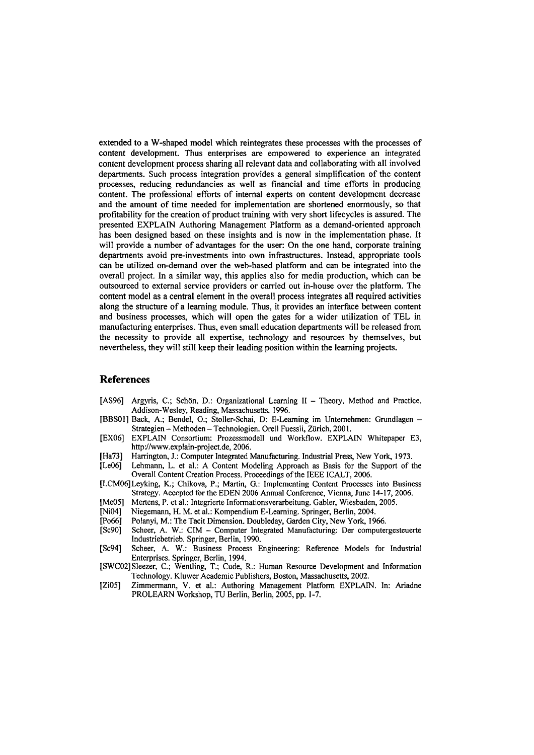extended to a W-shaped model which reintegrates these processes with the processes of content development. Thus enterprises are empowered to experience an integrated content development process sharing all relevant data and collaborating with all involved departments. Such process integration provides a general simplification of the content processes, reducing redundancies as well as financial and time efforts in producing content. The professional efforts of internal experts on content development decrease and the amount of time needed for implementation are shortened enormously, so that profitability for the creation of product training with very short lifecycles is assured. The presented EXPLAIN Authoring Management Platform as a demand-oriented approach has been designed based on these insights and is now in the implementation phase. It will provide a number of advantages for the user: On the one hand, corporate training departments avoid pre-investments into own infrastructures. Instead, appropriate tools can be utilized on-demand over the web-based platform and can be integrated into the overall project. In a similar way, this applies also for media production, which can be outsourced to external service providers or carried out in-house over the platform. The content model as a central element in the overall process integrates all required activities along the structure of a learning module. Thus, it provides an interface between content and business processes, which will open the gates for a wider utilization of TEL in manufacturing enterprises. Thus, even small education departments will be released from the necessity to provide all expertise, technology and resources by themselves, but nevertheless, they will still keep their leading position within the learning projects.

## References

[AS96] Argyris, C.; Schön, D.: Organizational Learning II – Theory, Method and Practice. Addison-Wesley, Reading, Massachusetts, 1996.

[BBS01] Back, A.; Bendel, O.; Stoller-Schai, D: E-Learning im Unternehmen: Grundlagen – Strategien – Methoden – Technologien. Orell Fuessli, Zürich, 2001.

[EX06] EXPLAIN Consortium: Prozessmodell und Workflow. EXPLAIN Whitepaper E3, http://www.explain-project.de, 2006.

[Ha73] Harrington, J.: Computer Integrated Manufacturing. Industrial Press, New York, 1973.

[Le06] Lehmann, L. et al.: A Content Modeling Approach as Basis for the Support of the Overall Content Creation Process. Proceedings of the IEEE ICALT, 2006.

[LCM06] Leyking, K.; Chikova, P.; Martin, G.: Implementing Content Processes into Business Strategy. Accepted for the EDEN 2006 Annual Conference, Vienna, June 14-17, 2006.

[Me05] Mertens, P. et al.: Integrierte Informationsverarbeitung. Gabler, Wiesbaden, 2005.

[Ni04] Niegemann, H. M. et al.: Kompendium E-Learning. Springer, Berlin, 2004.

[Po66] Polanyi, M.: The Tacit Dimension. Doubleday, Garden City, New York, 1966.

[Sc90] Scheer, A. W.: CIM – Computer Integrated Manufacturing: Der computergesteuerte Industriebetrieb. Springer, Berlin, 1990.

[Sc94] Scheer, A. W.: Business Process Engineering: Reference Models for Industrial Enterprises. Springer, Berlin, 1994.

[SWC02] Sleezer, C.; Wentling, T.; Cude, R.: Human Resource Development and Information Technology. Kluwer Academic Publishers, Boston, Massachusetts, 2002.

[Zi05] Zimmermann, V. et al.: Authoring Management Platform EXPLAIN. In: Ariadne PROLEARN Workshop, TU Berlin, Berlin, 2005, pp. 1-7.